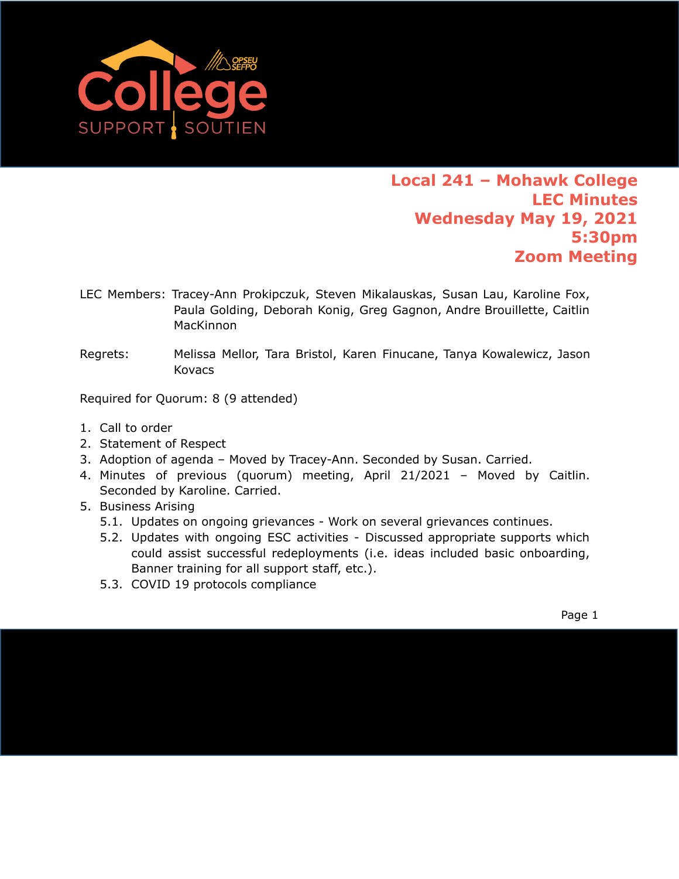# Local 241 – Mohawk College
## LEC Minutes
## Wednesday May 19, 2021
## 5:30pm
## Zoom Meeting

LEC Members: Tracey-Ann Prokipczuk, Steven Mikalauskas, Susan Lau, Karoline Fox, Paula Golding, Deborah Konig, Greg Gagnon, Andre Brouillette, Caitlin MacKinnon

Regrets: Melissa Mellor, Tara Bristol, Karen Finucane, Tanya Kowalewicz, Jason Kovacs

Required for Quorum: 8 (9 attended)

1. Call to order
2. Statement of Respect
3. Adoption of agenda – Moved by Tracey-Ann. Seconded by Susan. Carried.
4. Minutes of previous (quorum) meeting, April 21/2021 – Moved by Caitlin. Seconded by Karoline. Carried.
5. Business Arising
   - 5.1. Updates on ongoing grievances - Work on several grievances continues.
   - 5.2. Updates with ongoing ESC activities - Discussed appropriate supports which could assist successful redeployments (i.e. ideas included basic onboarding, Banner training for all support staff, etc.).
   - 5.3. COVID 19 protocols compliance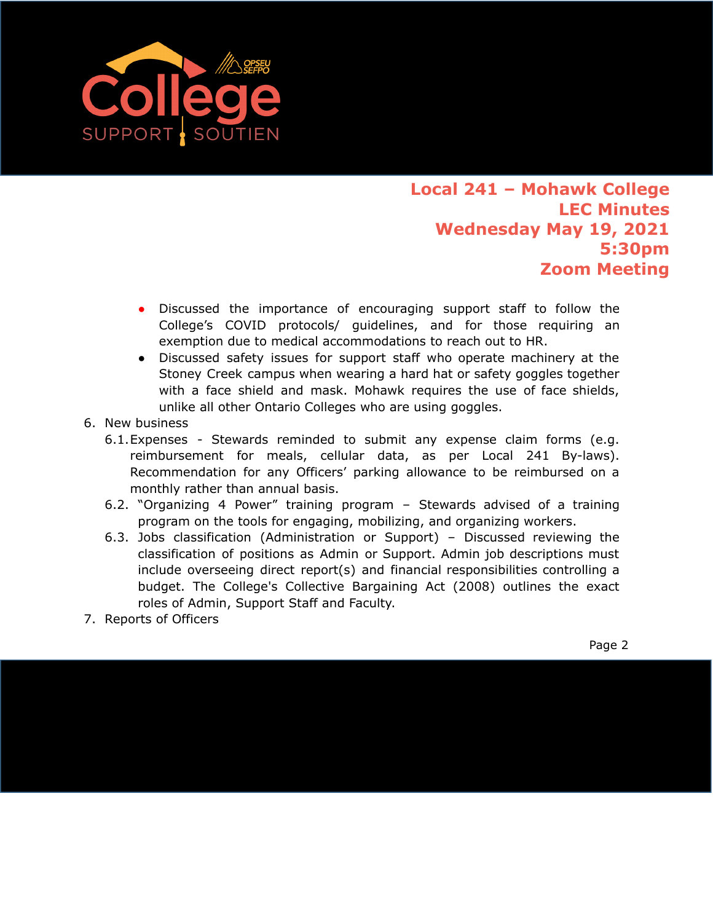**Local 241 – Mohawk College**
**LEC Minutes**
**Wednesday May 19, 2021**
**5:30pm**
**Zoom Meeting**

- Discussed the importance of encouraging support staff to follow the College's COVID protocols/ guidelines, and for those requiring an exemption due to medical accommodations to reach out to HR.
- Discussed safety issues for support staff who operate machinery at the Stoney Creek campus when wearing a hard hat or safety goggles together with a face shield and mask. Mohawk requires the use of face shields, unlike all other Ontario Colleges who are using goggles.

6. New business
   - 6.1. Expenses - Stewards reminded to submit any expense claim forms (e.g. reimbursement for meals, cellular data, as per Local 241 By-laws). Recommendation for any Officers' parking allowance to be reimbursed on a monthly rather than annual basis.
   - 6.2. "Organizing 4 Power" training program – Stewards advised of a training program on the tools for engaging, mobilizing, and organizing workers.
   - 6.3. Jobs classification (Administration or Support) – Discussed reviewing the classification of positions as Admin or Support. Admin job descriptions must include overseeing direct report(s) and financial responsibilities controlling a budget. The College's Collective Bargaining Act (2008) outlines the exact roles of Admin, Support Staff and Faculty.
7. Reports of Officers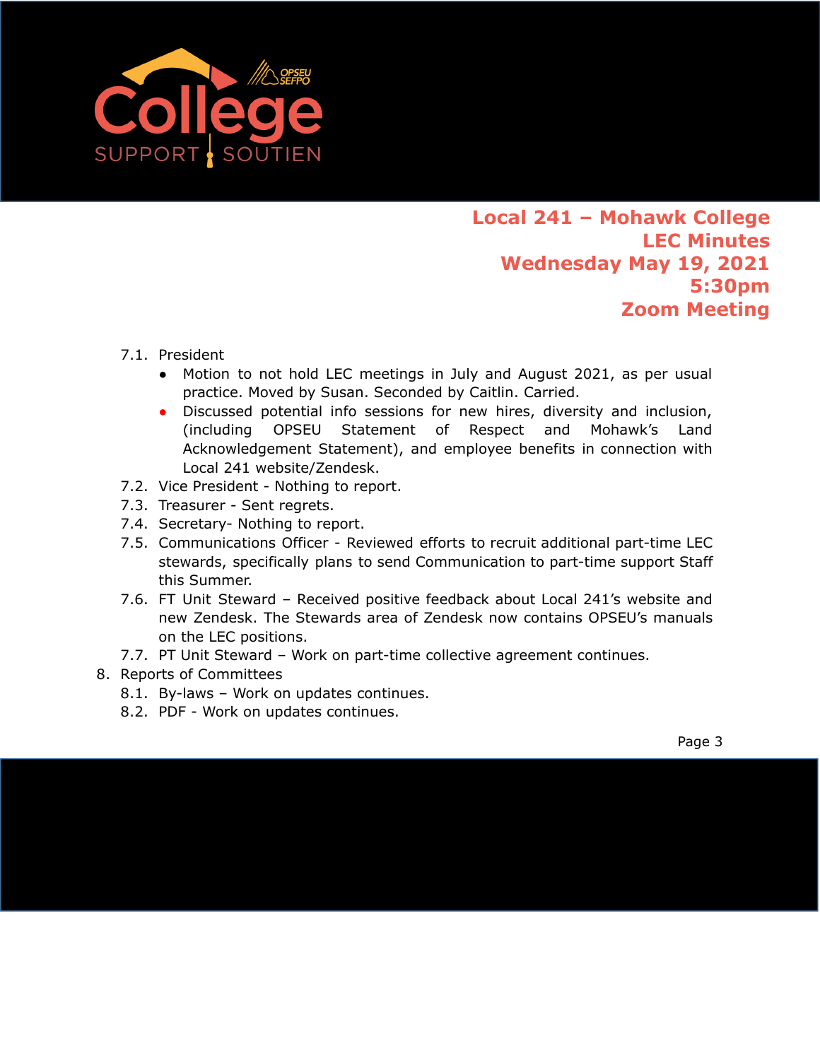**Local 241 – Mohawk College**
**LEC Minutes**
**Wednesday May 19, 2021**
**5:30pm**
**Zoom Meeting**

7.1. President
- Motion to not hold LEC meetings in July and August 2021, as per usual practice. Moved by Susan. Seconded by Caitlin. Carried.
- Discussed potential info sessions for new hires, diversity and inclusion, (including OPSEU Statement of Respect and Mohawk's Land Acknowledgement Statement), and employee benefits in connection with Local 241 website/Zendesk.

7.2. Vice President - Nothing to report.

7.3. Treasurer - Sent regrets.

7.4. Secretary- Nothing to report.

7.5. Communications Officer - Reviewed efforts to recruit additional part-time LEC stewards, specifically plans to send Communication to part-time support Staff this Summer.

7.6. FT Unit Steward – Received positive feedback about Local 241's website and new Zendesk. The Stewards area of Zendesk now contains OPSEU's manuals on the LEC positions.

7.7. PT Unit Steward – Work on part-time collective agreement continues.

8. Reports of Committees

8.1. By-laws – Work on updates continues.

8.2. PDF - Work on updates continues.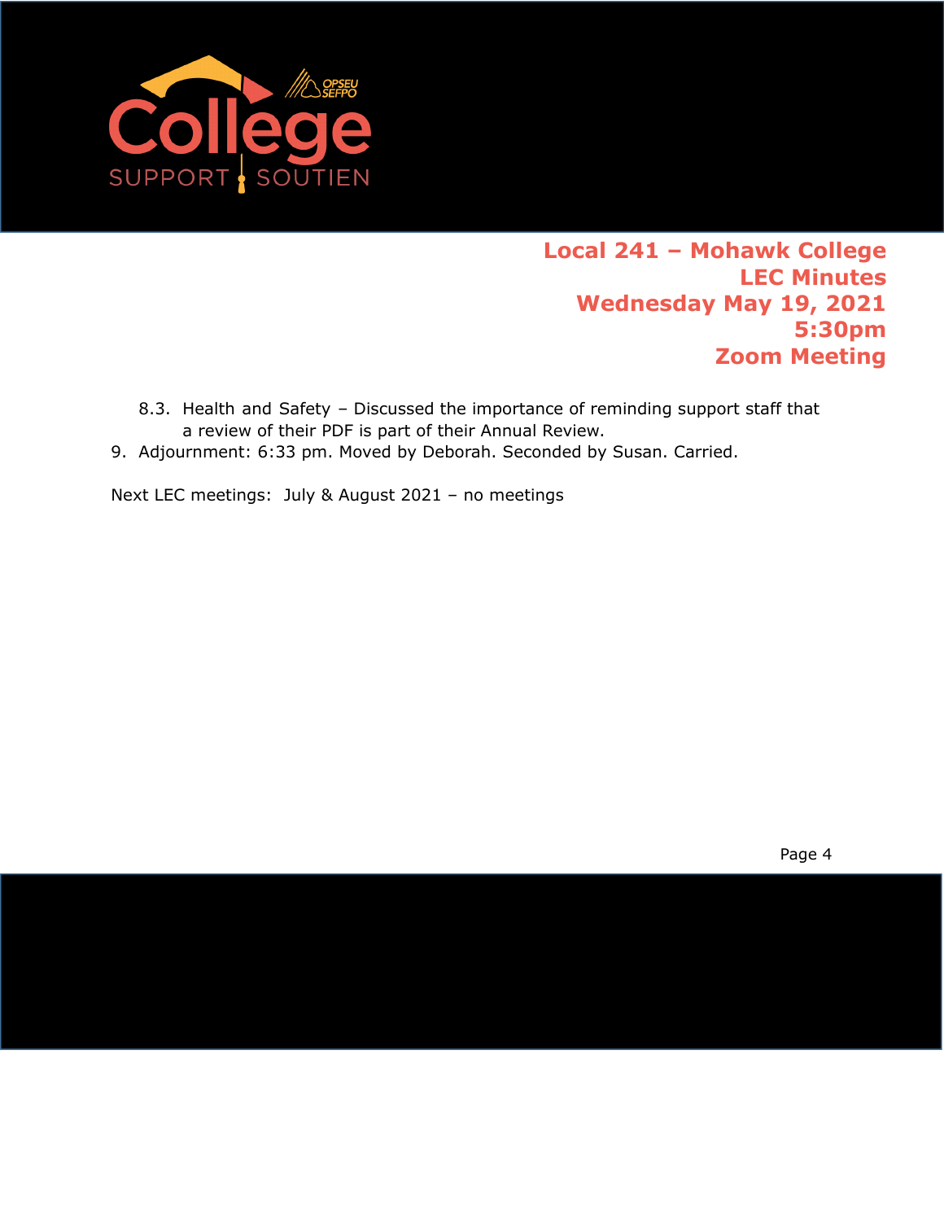**Local 241 – Mohawk College**
**LEC Minutes**
**Wednesday May 19, 2021**
**5:30pm**
**Zoom Meeting**

8.3. Health and Safety – Discussed the importance of reminding support staff that a review of their PDF is part of their Annual Review.

9. Adjournment: 6:33 pm. Moved by Deborah. Seconded by Susan. Carried.

Next LEC meetings: July & August 2021 – no meetings